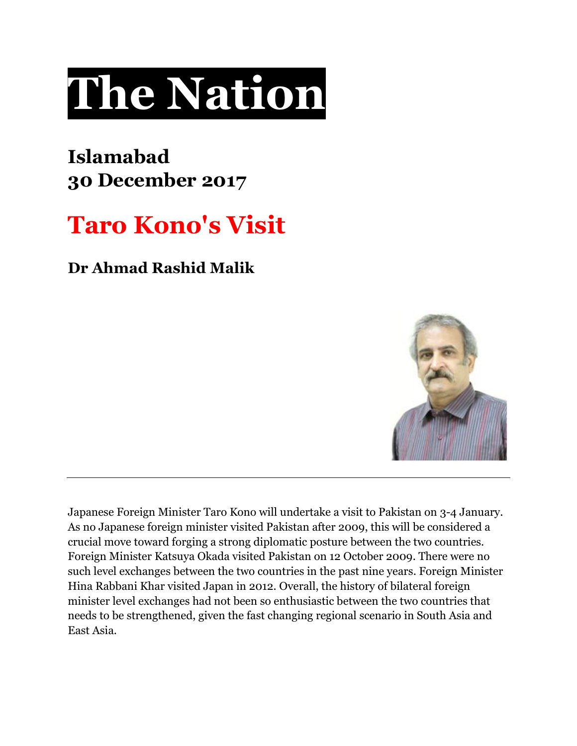# The Nation

**Islamabad**
**30 December 2017**

## Taro Kono's Visit

**Dr Ahmad Rashid Malik**

---

Japanese Foreign Minister Taro Kono will undertake a visit to Pakistan on 3-4 January. As no Japanese foreign minister visited Pakistan after 2009, this will be considered a crucial move toward forging a strong diplomatic posture between the two countries. Foreign Minister Katsuya Okada visited Pakistan on 12 October 2009. There were no such level exchanges between the two countries in the past nine years. Foreign Minister Hina Rabbani Khar visited Japan in 2012. Overall, the history of bilateral foreign minister level exchanges had not been so enthusiastic between the two countries that needs to be strengthened, given the fast changing regional scenario in South Asia and East Asia.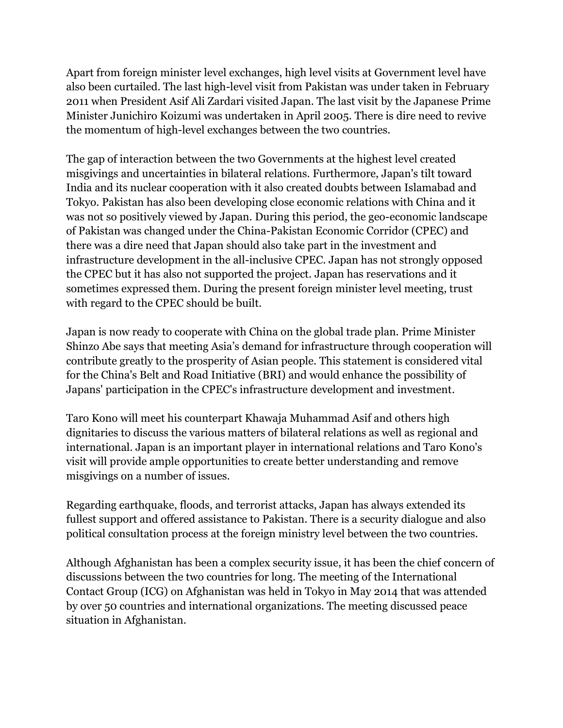Apart from foreign minister level exchanges, high level visits at Government level have also been curtailed. The last high-level visit from Pakistan was under taken in February 2011 when President Asif Ali Zardari visited Japan. The last visit by the Japanese Prime Minister Junichiro Koizumi was undertaken in April 2005. There is dire need to revive the momentum of high-level exchanges between the two countries.

The gap of interaction between the two Governments at the highest level created misgivings and uncertainties in bilateral relations. Furthermore, Japan's tilt toward India and its nuclear cooperation with it also created doubts between Islamabad and Tokyo. Pakistan has also been developing close economic relations with China and it was not so positively viewed by Japan. During this period, the geo-economic landscape of Pakistan was changed under the China-Pakistan Economic Corridor (CPEC) and there was a dire need that Japan should also take part in the investment and infrastructure development in the all-inclusive CPEC. Japan has not strongly opposed the CPEC but it has also not supported the project. Japan has reservations and it sometimes expressed them. During the present foreign minister level meeting, trust with regard to the CPEC should be built.

Japan is now ready to cooperate with China on the global trade plan. Prime Minister Shinzo Abe says that meeting Asia's demand for infrastructure through cooperation will contribute greatly to the prosperity of Asian people. This statement is considered vital for the China's Belt and Road Initiative (BRI) and would enhance the possibility of Japans' participation in the CPEC's infrastructure development and investment.

Taro Kono will meet his counterpart Khawaja Muhammad Asif and others high dignitaries to discuss the various matters of bilateral relations as well as regional and international. Japan is an important player in international relations and Taro Kono's visit will provide ample opportunities to create better understanding and remove misgivings on a number of issues.

Regarding earthquake, floods, and terrorist attacks, Japan has always extended its fullest support and offered assistance to Pakistan. There is a security dialogue and also political consultation process at the foreign ministry level between the two countries.

Although Afghanistan has been a complex security issue, it has been the chief concern of discussions between the two countries for long. The meeting of the International Contact Group (ICG) on Afghanistan was held in Tokyo in May 2014 that was attended by over 50 countries and international organizations. The meeting discussed peace situation in Afghanistan.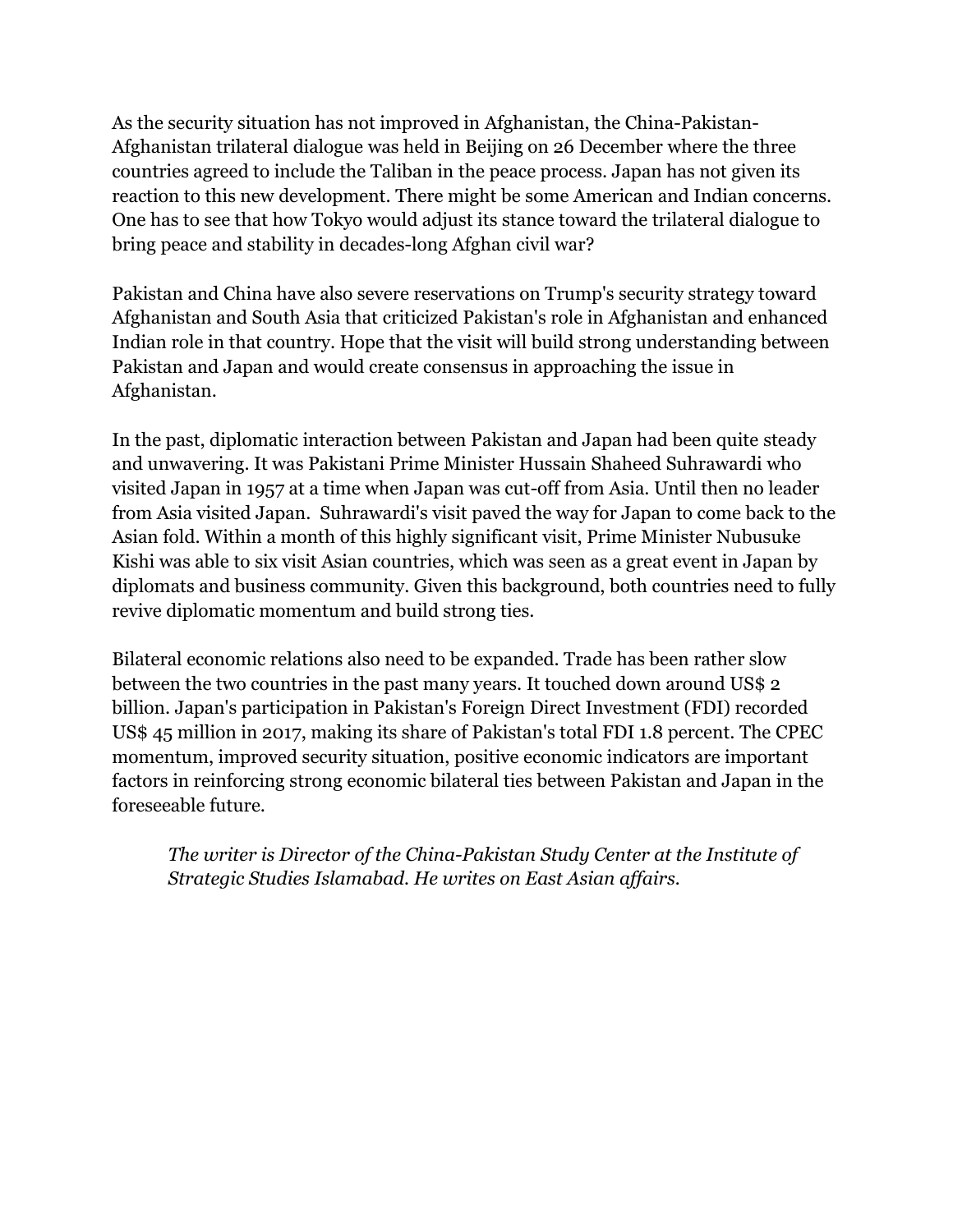As the security situation has not improved in Afghanistan, the China-Pakistan-Afghanistan trilateral dialogue was held in Beijing on 26 December where the three countries agreed to include the Taliban in the peace process. Japan has not given its reaction to this new development. There might be some American and Indian concerns. One has to see that how Tokyo would adjust its stance toward the trilateral dialogue to bring peace and stability in decades-long Afghan civil war?

Pakistan and China have also severe reservations on Trump's security strategy toward Afghanistan and South Asia that criticized Pakistan's role in Afghanistan and enhanced Indian role in that country. Hope that the visit will build strong understanding between Pakistan and Japan and would create consensus in approaching the issue in Afghanistan.

In the past, diplomatic interaction between Pakistan and Japan had been quite steady and unwavering. It was Pakistani Prime Minister Hussain Shaheed Suhrawardi who visited Japan in 1957 at a time when Japan was cut-off from Asia. Until then no leader from Asia visited Japan. Suhrawardi's visit paved the way for Japan to come back to the Asian fold. Within a month of this highly significant visit, Prime Minister Nubusuke Kishi was able to six visit Asian countries, which was seen as a great event in Japan by diplomats and business community. Given this background, both countries need to fully revive diplomatic momentum and build strong ties.

Bilateral economic relations also need to be expanded. Trade has been rather slow between the two countries in the past many years. It touched down around US$ 2 billion. Japan's participation in Pakistan's Foreign Direct Investment (FDI) recorded US$ 45 million in 2017, making its share of Pakistan's total FDI 1.8 percent. The CPEC momentum, improved security situation, positive economic indicators are important factors in reinforcing strong economic bilateral ties between Pakistan and Japan in the foreseeable future.

> *The writer is Director of the China-Pakistan Study Center at the Institute of Strategic Studies Islamabad. He writes on East Asian affairs.*